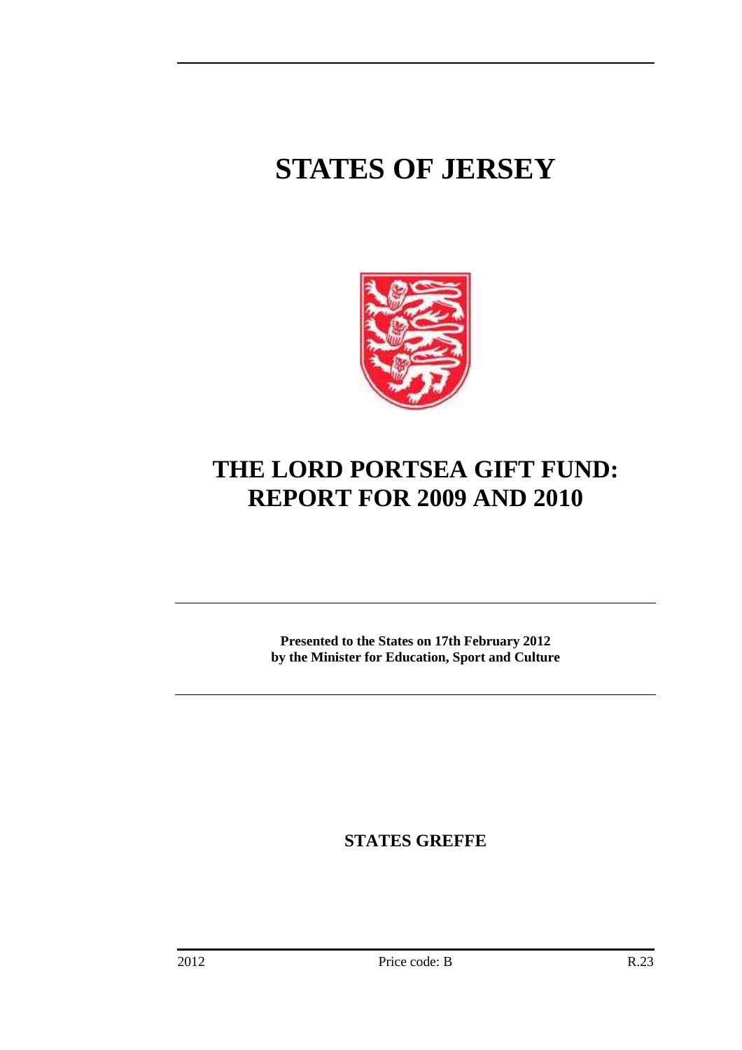# STATES OF JERSEY

# THE LORD PORTSEA GIFT FUND: REPORT FOR 2009 AND 2010

**Presented to the States on 17th February 2012 by the Minister for Education, Sport and Culture**

**STATES GREFFE**

2012 Price code: B R.23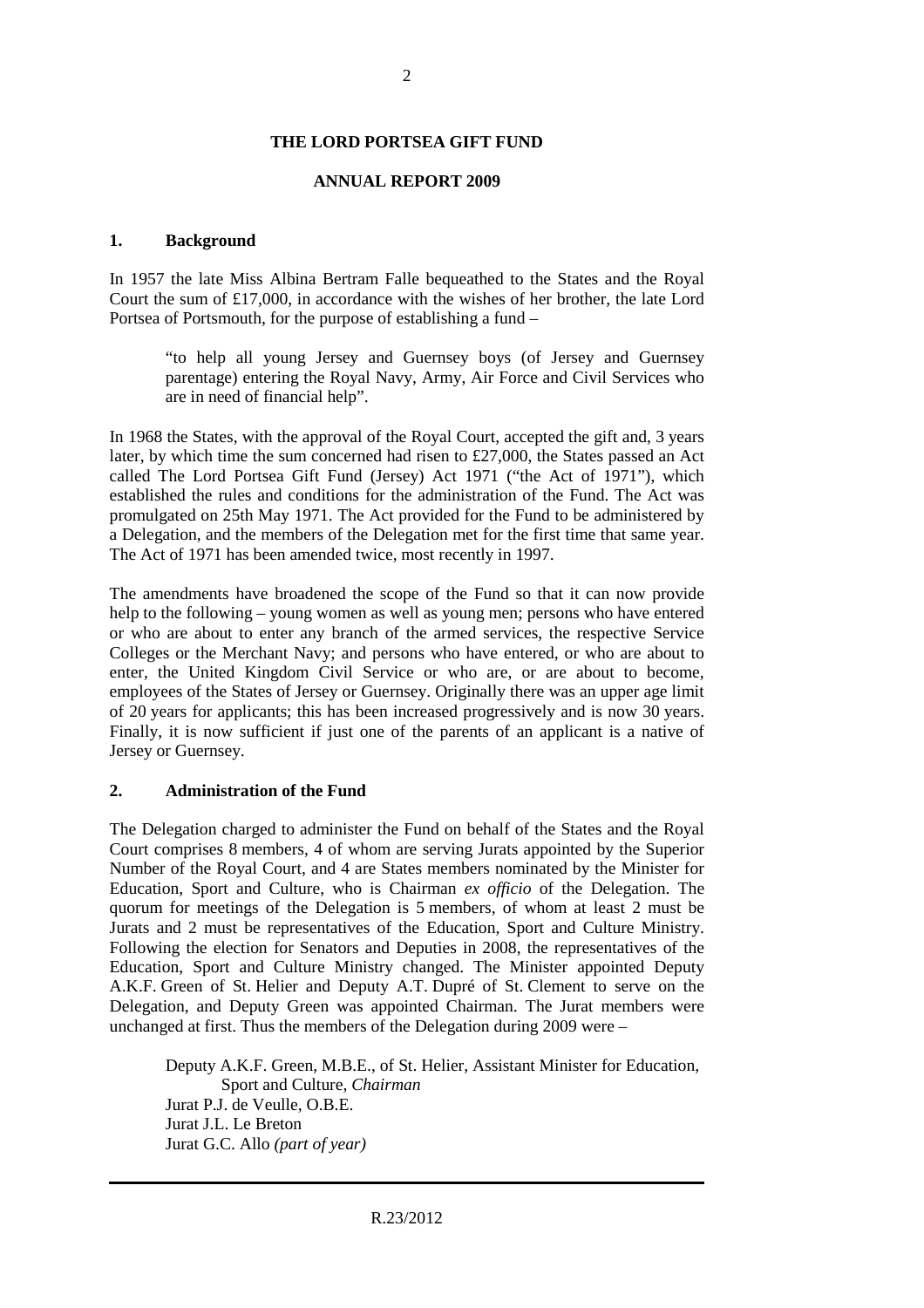**THE LORD PORTSEA GIFT FUND**

**ANNUAL REPORT 2009**

## 1. Background

In 1957 the late Miss Albina Bertram Falle bequeathed to the States and the Royal Court the sum of £17,000, in accordance with the wishes of her brother, the late Lord Portsea of Portsmouth, for the purpose of establishing a fund –

> "to help all young Jersey and Guernsey boys (of Jersey and Guernsey parentage) entering the Royal Navy, Army, Air Force and Civil Services who are in need of financial help".

In 1968 the States, with the approval of the Royal Court, accepted the gift and, 3 years later, by which time the sum concerned had risen to £27,000, the States passed an Act called The Lord Portsea Gift Fund (Jersey) Act 1971 ("the Act of 1971"), which established the rules and conditions for the administration of the Fund. The Act was promulgated on 25th May 1971. The Act provided for the Fund to be administered by a Delegation, and the members of the Delegation met for the first time that same year. The Act of 1971 has been amended twice, most recently in 1997.

The amendments have broadened the scope of the Fund so that it can now provide help to the following – young women as well as young men; persons who have entered or who are about to enter any branch of the armed services, the respective Service Colleges or the Merchant Navy; and persons who have entered, or who are about to enter, the United Kingdom Civil Service or who are, or are about to become, employees of the States of Jersey or Guernsey. Originally there was an upper age limit of 20 years for applicants; this has been increased progressively and is now 30 years. Finally, it is now sufficient if just one of the parents of an applicant is a native of Jersey or Guernsey.

## 2. Administration of the Fund

The Delegation charged to administer the Fund on behalf of the States and the Royal Court comprises 8 members, 4 of whom are serving Jurats appointed by the Superior Number of the Royal Court, and 4 are States members nominated by the Minister for Education, Sport and Culture, who is Chairman *ex officio* of the Delegation. The quorum for meetings of the Delegation is 5 members, of whom at least 2 must be Jurats and 2 must be representatives of the Education, Sport and Culture Ministry. Following the election for Senators and Deputies in 2008, the representatives of the Education, Sport and Culture Ministry changed. The Minister appointed Deputy A.K.F. Green of St. Helier and Deputy A.T. Dupré of St. Clement to serve on the Delegation, and Deputy Green was appointed Chairman. The Jurat members were unchanged at first. Thus the members of the Delegation during 2009 were –

> Deputy A.K.F. Green, M.B.E., of St. Helier, Assistant Minister for Education, Sport and Culture, *Chairman*
> Jurat P.J. de Veulle, O.B.E.
> Jurat J.L. Le Breton
> Jurat G.C. Allo *(part of year)*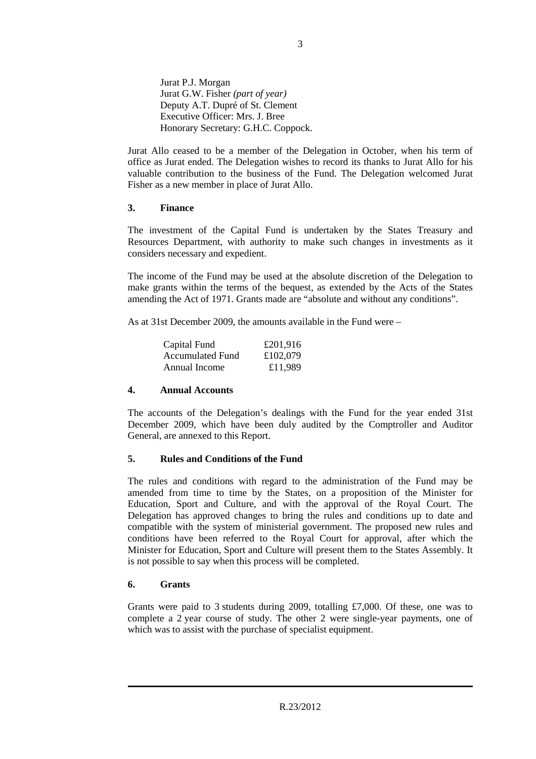Jurat P.J. Morgan
Jurat G.W. Fisher *(part of year)*
Deputy A.T. Dupré of St. Clement
Executive Officer: Mrs. J. Bree
Honorary Secretary: G.H.C. Coppock.

Jurat Allo ceased to be a member of the Delegation in October, when his term of office as Jurat ended. The Delegation wishes to record its thanks to Jurat Allo for his valuable contribution to the business of the Fund. The Delegation welcomed Jurat Fisher as a new member in place of Jurat Allo.

## 3. Finance

The investment of the Capital Fund is undertaken by the States Treasury and Resources Department, with authority to make such changes in investments as it considers necessary and expedient.

The income of the Fund may be used at the absolute discretion of the Delegation to make grants within the terms of the bequest, as extended by the Acts of the States amending the Act of 1971. Grants made are "absolute and without any conditions".

As at 31st December 2009, the amounts available in the Fund were –

| | |
|---|---|
| Capital Fund | £201,916 |
| Accumulated Fund | £102,079 |
| Annual Income | £11,989 |

## 4. Annual Accounts

The accounts of the Delegation's dealings with the Fund for the year ended 31st December 2009, which have been duly audited by the Comptroller and Auditor General, are annexed to this Report.

## 5. Rules and Conditions of the Fund

The rules and conditions with regard to the administration of the Fund may be amended from time to time by the States, on a proposition of the Minister for Education, Sport and Culture, and with the approval of the Royal Court. The Delegation has approved changes to bring the rules and conditions up to date and compatible with the system of ministerial government. The proposed new rules and conditions have been referred to the Royal Court for approval, after which the Minister for Education, Sport and Culture will present them to the States Assembly. It is not possible to say when this process will be completed.

## 6. Grants

Grants were paid to 3 students during 2009, totalling £7,000. Of these, one was to complete a 2 year course of study. The other 2 were single-year payments, one of which was to assist with the purchase of specialist equipment.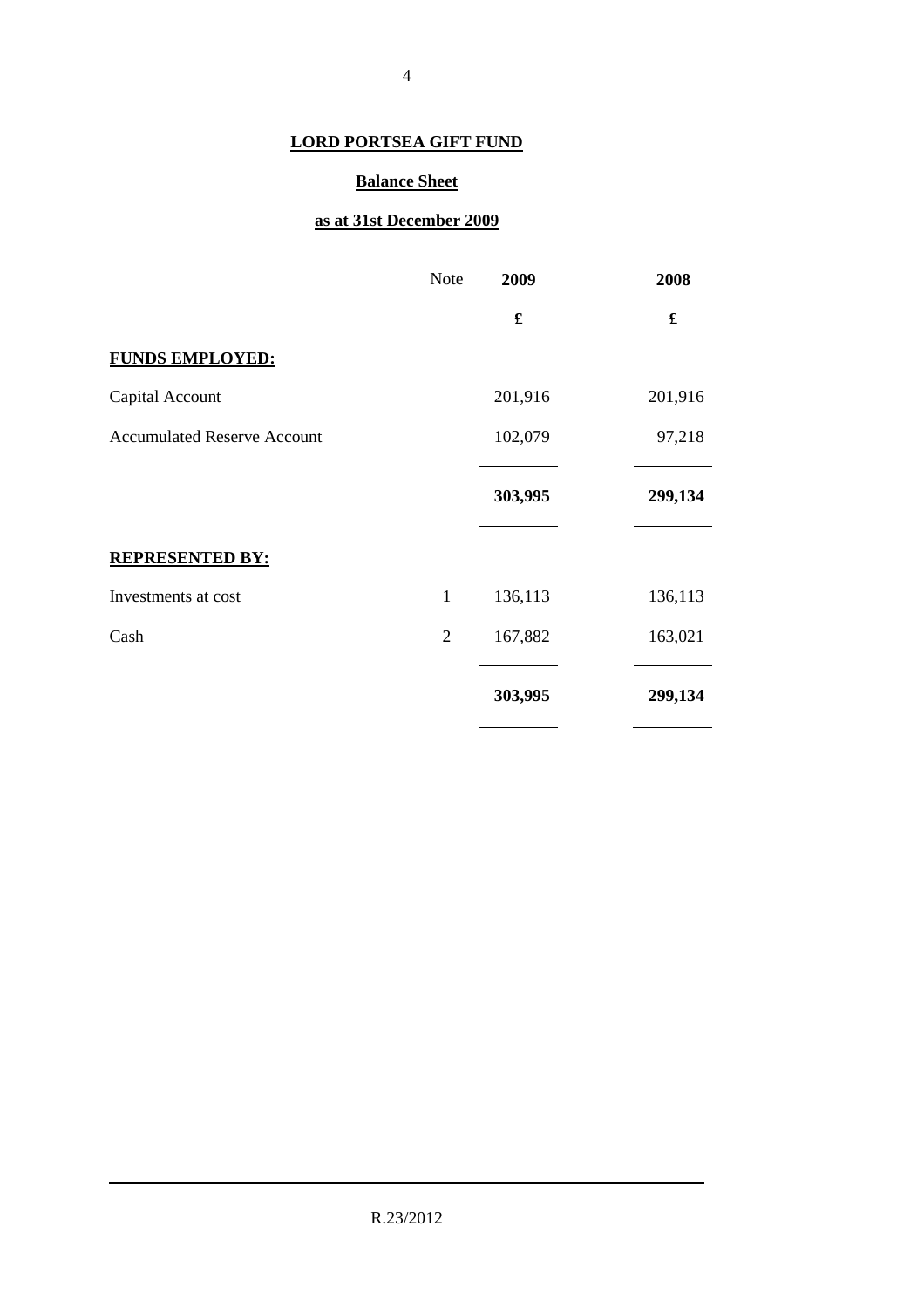**LORD PORTSEA GIFT FUND**

**Balance Sheet**

**as at 31st December 2009**

| | Note | 2009 | 2008 |
|---|---|---|---|
| | | £ | £ |
| **FUNDS EMPLOYED:** | | | |
| Capital Account | | 201,916 | 201,916 |
| Accumulated Reserve Account | | 102,079 | 97,218 |
| | | **303,995** | **299,134** |
| **REPRESENTED BY:** | | | |
| Investments at cost | 1 | 136,113 | 136,113 |
| Cash | 2 | 167,882 | 163,021 |
| | | **303,995** | **299,134** |

R.23/2012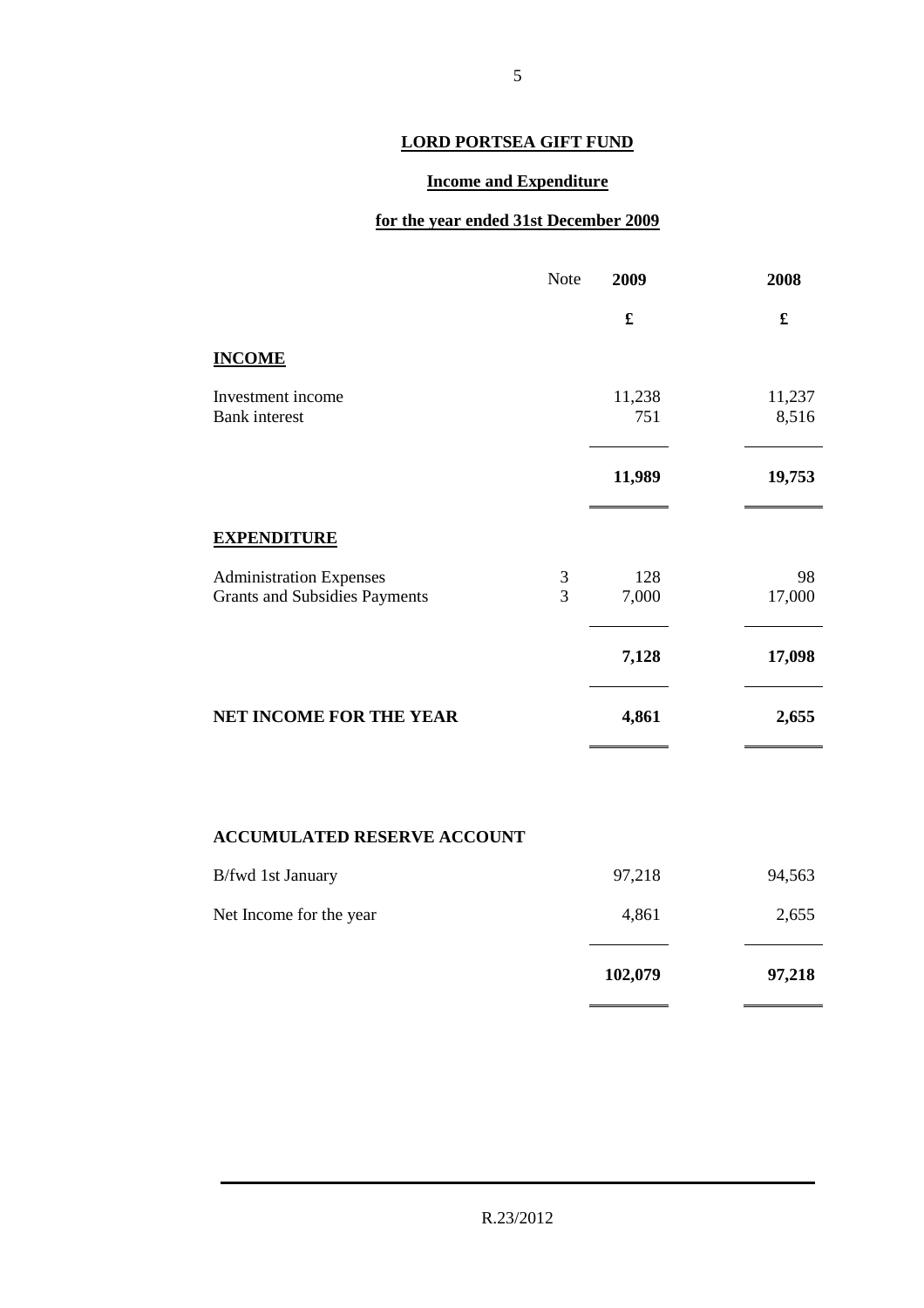# LORD PORTSEA GIFT FUND

## Income and Expenditure

## for the year ended 31st December 2009

| | Note | 2009 | 2008 |
|---|---|---|---|
| | | £ | £ |
| **INCOME** | | | |
| Investment income | | 11,238 | 11,237 |
| Bank interest | | 751 | 8,516 |
| | | **11,989** | **19,753** |
| **EXPENDITURE** | | | |
| Administration Expenses | 3 | 128 | 98 |
| Grants and Subsidies Payments | 3 | 7,000 | 17,000 |
| | | **7,128** | **17,098** |
| **NET INCOME FOR THE YEAR** | | **4,861** | **2,655** |

**ACCUMULATED RESERVE ACCOUNT**

| | 2009 | 2008 |
|---|---|---|
| B/fwd 1st January | 97,218 | 94,563 |
| Net Income for the year | 4,861 | 2,655 |
| | **102,079** | **97,218** |

R.23/2012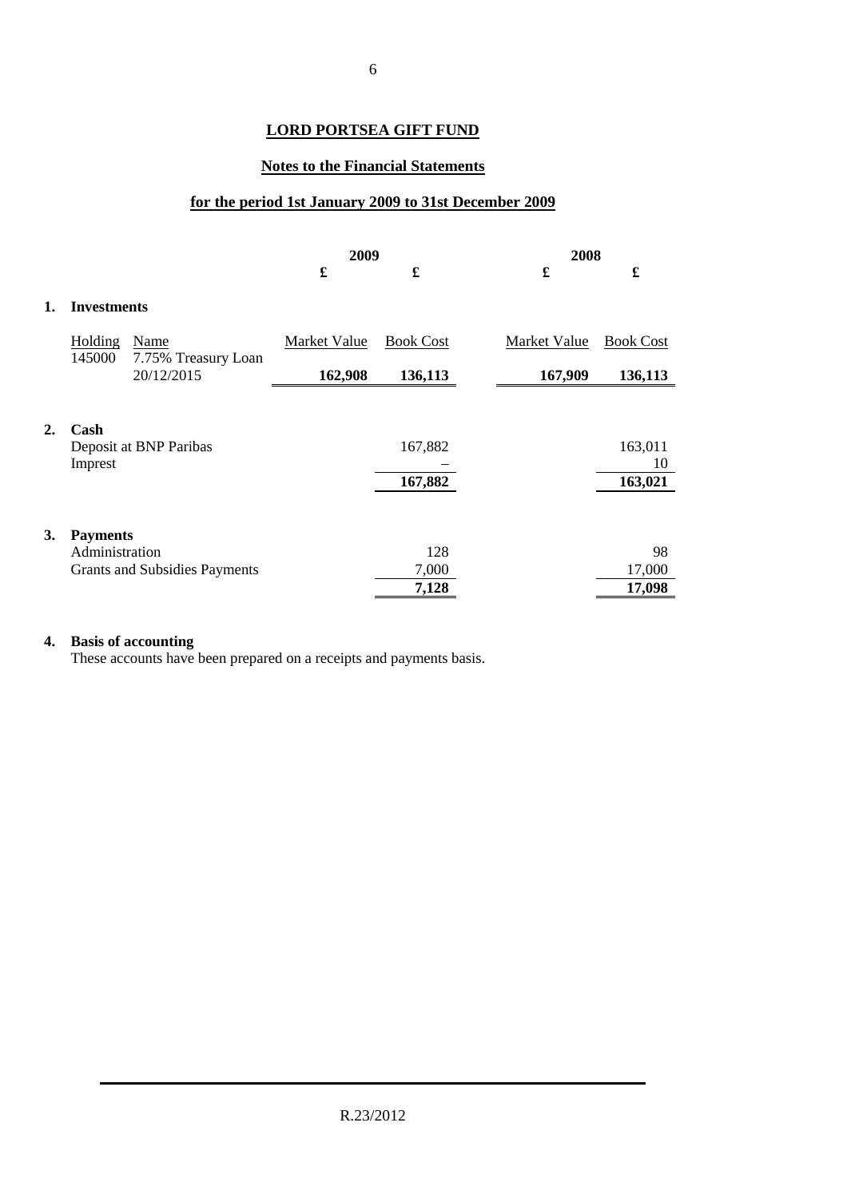# LORD PORTSEA GIFT FUND

## Notes to the Financial Statements

## for the period 1st January 2009 to 31st December 2009

| | | 2009 | | 2008 | |
|---|---|---|---|---|---|
| | | £ | £ | £ | £ |
| **1.** | **Investments** | | | | |
| Holding | Name | Market Value | Book Cost | Market Value | Book Cost |
| 145000 | 7.75% Treasury Loan 20/12/2015 | **162,908** | **136,113** | **167,909** | **136,113** |
| **2.** | **Cash** | | | | |
| | Deposit at BNP Paribas | | 167,882 | | 163,011 |
| | Imprest | | – | | 10 |
| | | | **167,882** | | **163,021** |
| **3.** | **Payments** | | | | |
| | Administration | | 128 | | 98 |
| | Grants and Subsidies Payments | | 7,000 | | 17,000 |
| | | | **7,128** | | **17,098** |

**4. Basis of accounting**

These accounts have been prepared on a receipts and payments basis.

R.23/2012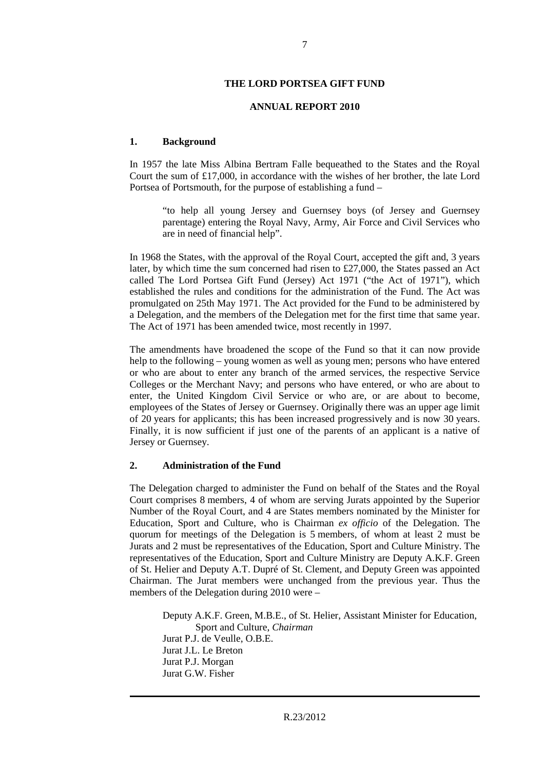# THE LORD PORTSEA GIFT FUND

## ANNUAL REPORT 2010

### 1. Background

In 1957 the late Miss Albina Bertram Falle bequeathed to the States and the Royal Court the sum of £17,000, in accordance with the wishes of her brother, the late Lord Portsea of Portsmouth, for the purpose of establishing a fund –

> "to help all young Jersey and Guernsey boys (of Jersey and Guernsey parentage) entering the Royal Navy, Army, Air Force and Civil Services who are in need of financial help".

In 1968 the States, with the approval of the Royal Court, accepted the gift and, 3 years later, by which time the sum concerned had risen to £27,000, the States passed an Act called The Lord Portsea Gift Fund (Jersey) Act 1971 ("the Act of 1971"), which established the rules and conditions for the administration of the Fund. The Act was promulgated on 25th May 1971. The Act provided for the Fund to be administered by a Delegation, and the members of the Delegation met for the first time that same year. The Act of 1971 has been amended twice, most recently in 1997.

The amendments have broadened the scope of the Fund so that it can now provide help to the following – young women as well as young men; persons who have entered or who are about to enter any branch of the armed services, the respective Service Colleges or the Merchant Navy; and persons who have entered, or who are about to enter, the United Kingdom Civil Service or who are, or are about to become, employees of the States of Jersey or Guernsey. Originally there was an upper age limit of 20 years for applicants; this has been increased progressively and is now 30 years. Finally, it is now sufficient if just one of the parents of an applicant is a native of Jersey or Guernsey.

### 2. Administration of the Fund

The Delegation charged to administer the Fund on behalf of the States and the Royal Court comprises 8 members, 4 of whom are serving Jurats appointed by the Superior Number of the Royal Court, and 4 are States members nominated by the Minister for Education, Sport and Culture, who is Chairman *ex officio* of the Delegation. The quorum for meetings of the Delegation is 5 members, of whom at least 2 must be Jurats and 2 must be representatives of the Education, Sport and Culture Ministry. The representatives of the Education, Sport and Culture Ministry are Deputy A.K.F. Green of St. Helier and Deputy A.T. Dupré of St. Clement, and Deputy Green was appointed Chairman. The Jurat members were unchanged from the previous year. Thus the members of the Delegation during 2010 were –

Deputy A.K.F. Green, M.B.E., of St. Helier, Assistant Minister for Education, Sport and Culture, *Chairman*
Jurat P.J. de Veulle, O.B.E.
Jurat J.L. Le Breton
Jurat P.J. Morgan
Jurat G.W. Fisher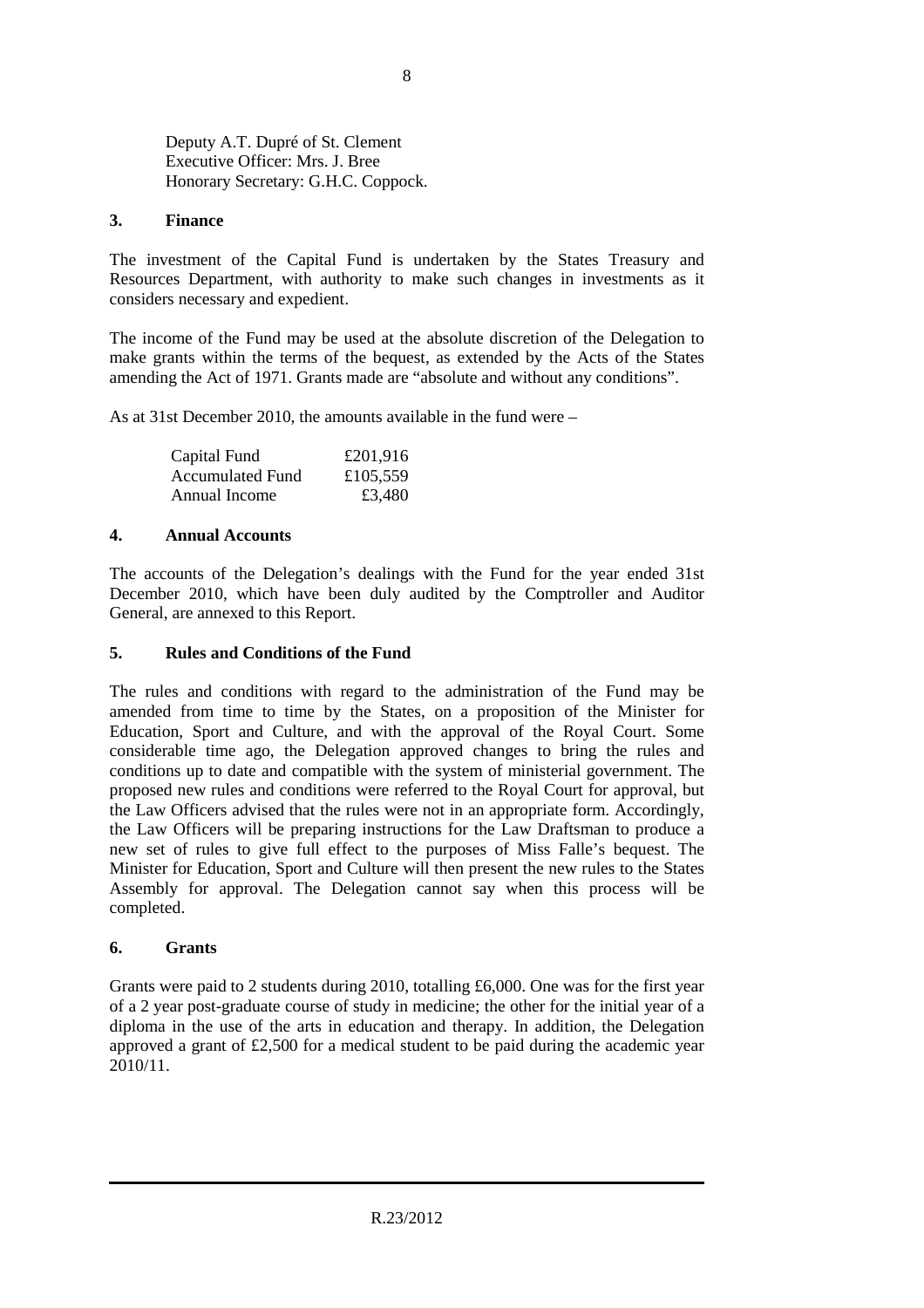Deputy A.T. Dupré of St. Clement
Executive Officer: Mrs. J. Bree
Honorary Secretary: G.H.C. Coppock.

## 3. Finance

The investment of the Capital Fund is undertaken by the States Treasury and Resources Department, with authority to make such changes in investments as it considers necessary and expedient.

The income of the Fund may be used at the absolute discretion of the Delegation to make grants within the terms of the bequest, as extended by the Acts of the States amending the Act of 1971. Grants made are "absolute and without any conditions".

As at 31st December 2010, the amounts available in the fund were –

| | |
|---|---|
| Capital Fund | £201,916 |
| Accumulated Fund | £105,559 |
| Annual Income | £3,480 |

## 4. Annual Accounts

The accounts of the Delegation's dealings with the Fund for the year ended 31st December 2010, which have been duly audited by the Comptroller and Auditor General, are annexed to this Report.

## 5. Rules and Conditions of the Fund

The rules and conditions with regard to the administration of the Fund may be amended from time to time by the States, on a proposition of the Minister for Education, Sport and Culture, and with the approval of the Royal Court. Some considerable time ago, the Delegation approved changes to bring the rules and conditions up to date and compatible with the system of ministerial government. The proposed new rules and conditions were referred to the Royal Court for approval, but the Law Officers advised that the rules were not in an appropriate form. Accordingly, the Law Officers will be preparing instructions for the Law Draftsman to produce a new set of rules to give full effect to the purposes of Miss Falle's bequest. The Minister for Education, Sport and Culture will then present the new rules to the States Assembly for approval. The Delegation cannot say when this process will be completed.

## 6. Grants

Grants were paid to 2 students during 2010, totalling £6,000. One was for the first year of a 2 year post-graduate course of study in medicine; the other for the initial year of a diploma in the use of the arts in education and therapy. In addition, the Delegation approved a grant of £2,500 for a medical student to be paid during the academic year 2010/11.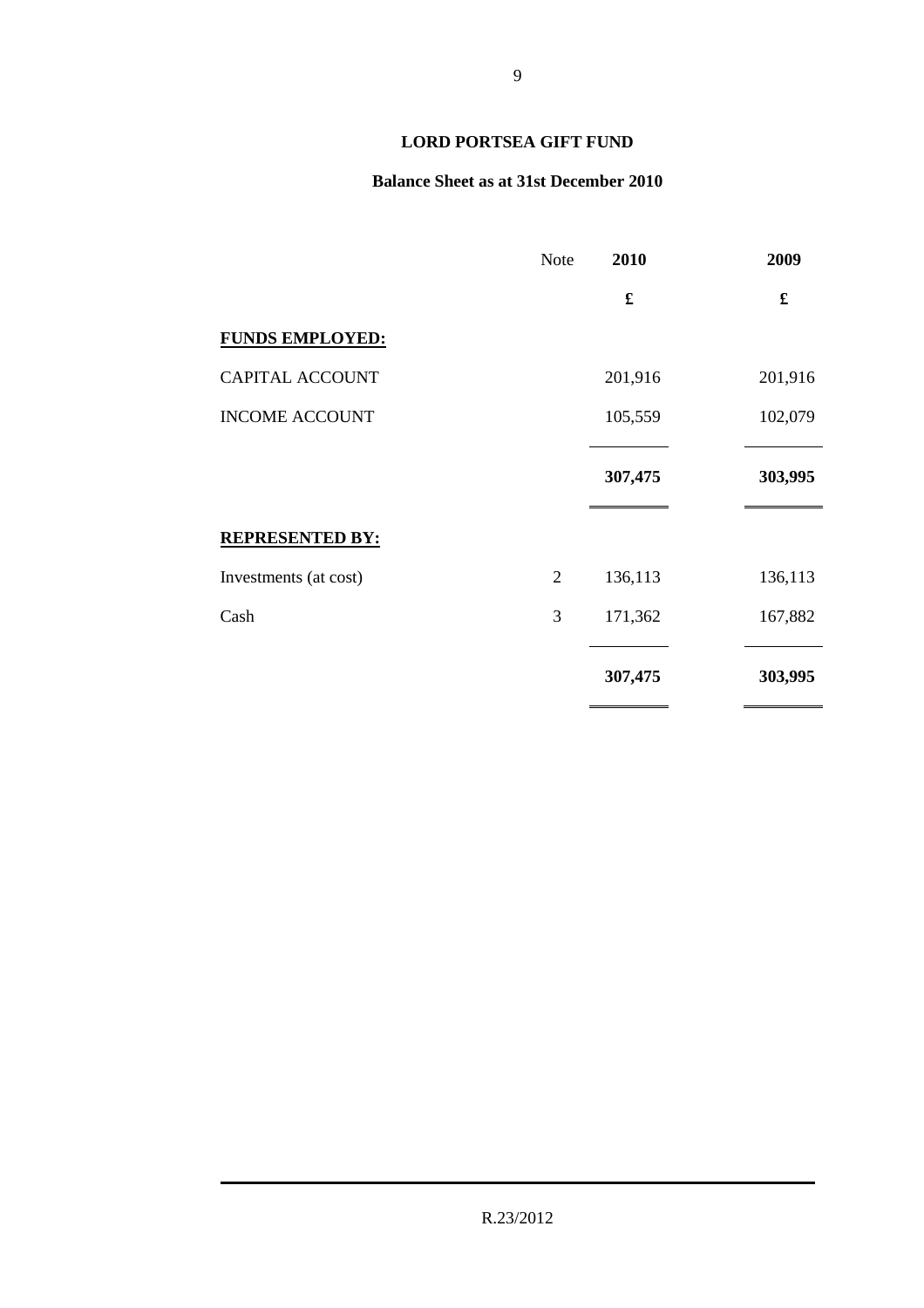# LORD PORTSEA GIFT FUND

## Balance Sheet as at 31st December 2010

| | Note | 2010 | 2009 |
|---|---|---|---|
| | | £ | £ |
| **FUNDS EMPLOYED:** | | | |
| CAPITAL ACCOUNT | | 201,916 | 201,916 |
| INCOME ACCOUNT | | 105,559 | 102,079 |
| | | **307,475** | **303,995** |
| **REPRESENTED BY:** | | | |
| Investments (at cost) | 2 | 136,113 | 136,113 |
| Cash | 3 | 171,362 | 167,882 |
| | | **307,475** | **303,995** |

R.23/2012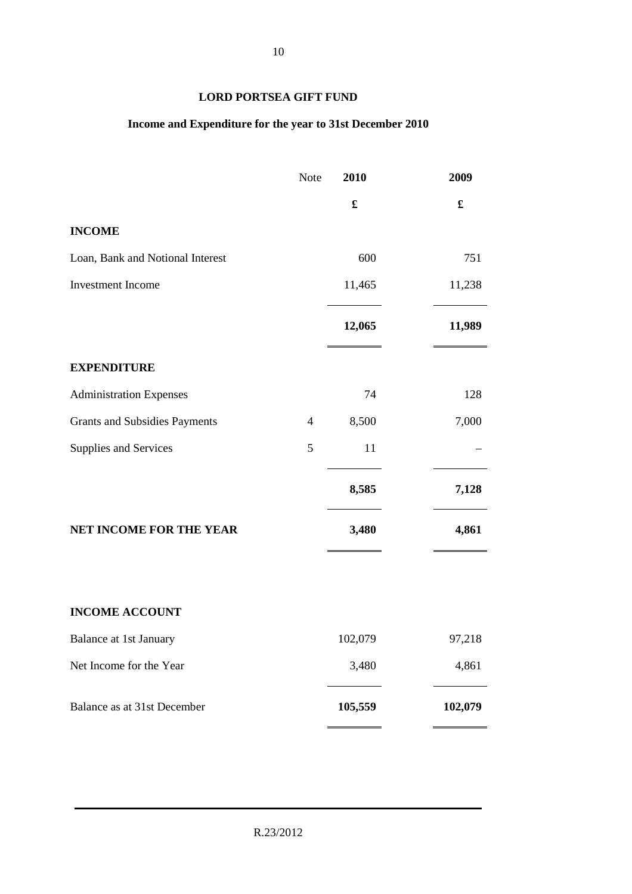# LORD PORTSEA GIFT FUND

## Income and Expenditure for the year to 31st December 2010

| | Note | 2010 | 2009 |
|---|---|---|---|
| | | £ | £ |
| **INCOME** | | | |
| Loan, Bank and Notional Interest | | 600 | 751 |
| Investment Income | | 11,465 | 11,238 |
| | | **12,065** | **11,989** |
| **EXPENDITURE** | | | |
| Administration Expenses | | 74 | 128 |
| Grants and Subsidies Payments | 4 | 8,500 | 7,000 |
| Supplies and Services | 5 | 11 | – |
| | | **8,585** | **7,128** |
| **NET INCOME FOR THE YEAR** | | **3,480** | **4,861** |

| | | 2010 | 2009 |
|---|---|---|---|
| **INCOME ACCOUNT** | | | |
| Balance at 1st January | | 102,079 | 97,218 |
| Net Income for the Year | | 3,480 | 4,861 |
| Balance as at 31st December | | **105,559** | **102,079** |

R.23/2012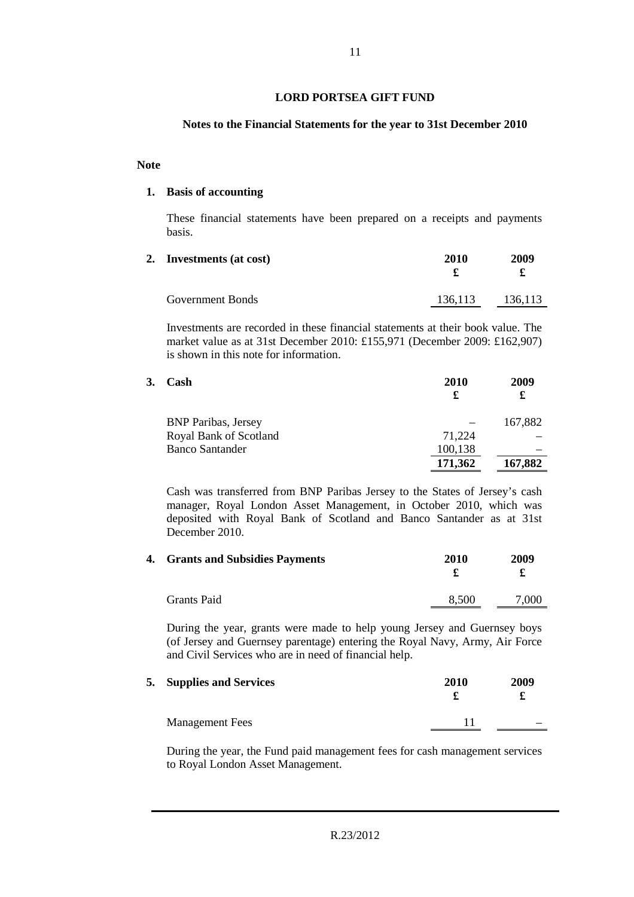**LORD PORTSEA GIFT FUND**

**Notes to the Financial Statements for the year to 31st December 2010**

**Note**

**1. Basis of accounting**

These financial statements have been prepared on a receipts and payments basis.

**2. Investments (at cost)**

| | 2010 £ | 2009 £ |
|---|---|---|
| Government Bonds | 136,113 | 136,113 |

Investments are recorded in these financial statements at their book value. The market value as at 31st December 2010: £155,971 (December 2009: £162,907) is shown in this note for information.

**3. Cash**

| | 2010 £ | 2009 £ |
|---|---|---|
| BNP Paribas, Jersey | – | 167,882 |
| Royal Bank of Scotland | 71,224 | – |
| Banco Santander | 100,138 | – |
| | **171,362** | **167,882** |

Cash was transferred from BNP Paribas Jersey to the States of Jersey's cash manager, Royal London Asset Management, in October 2010, which was deposited with Royal Bank of Scotland and Banco Santander as at 31st December 2010.

**4. Grants and Subsidies Payments**

| | 2010 £ | 2009 £ |
|---|---|---|
| Grants Paid | 8,500 | 7,000 |

During the year, grants were made to help young Jersey and Guernsey boys (of Jersey and Guernsey parentage) entering the Royal Navy, Army, Air Force and Civil Services who are in need of financial help.

**5. Supplies and Services**

| | 2010 £ | 2009 £ |
|---|---|---|
| Management Fees | 11 | – |

During the year, the Fund paid management fees for cash management services to Royal London Asset Management.

R.23/2012